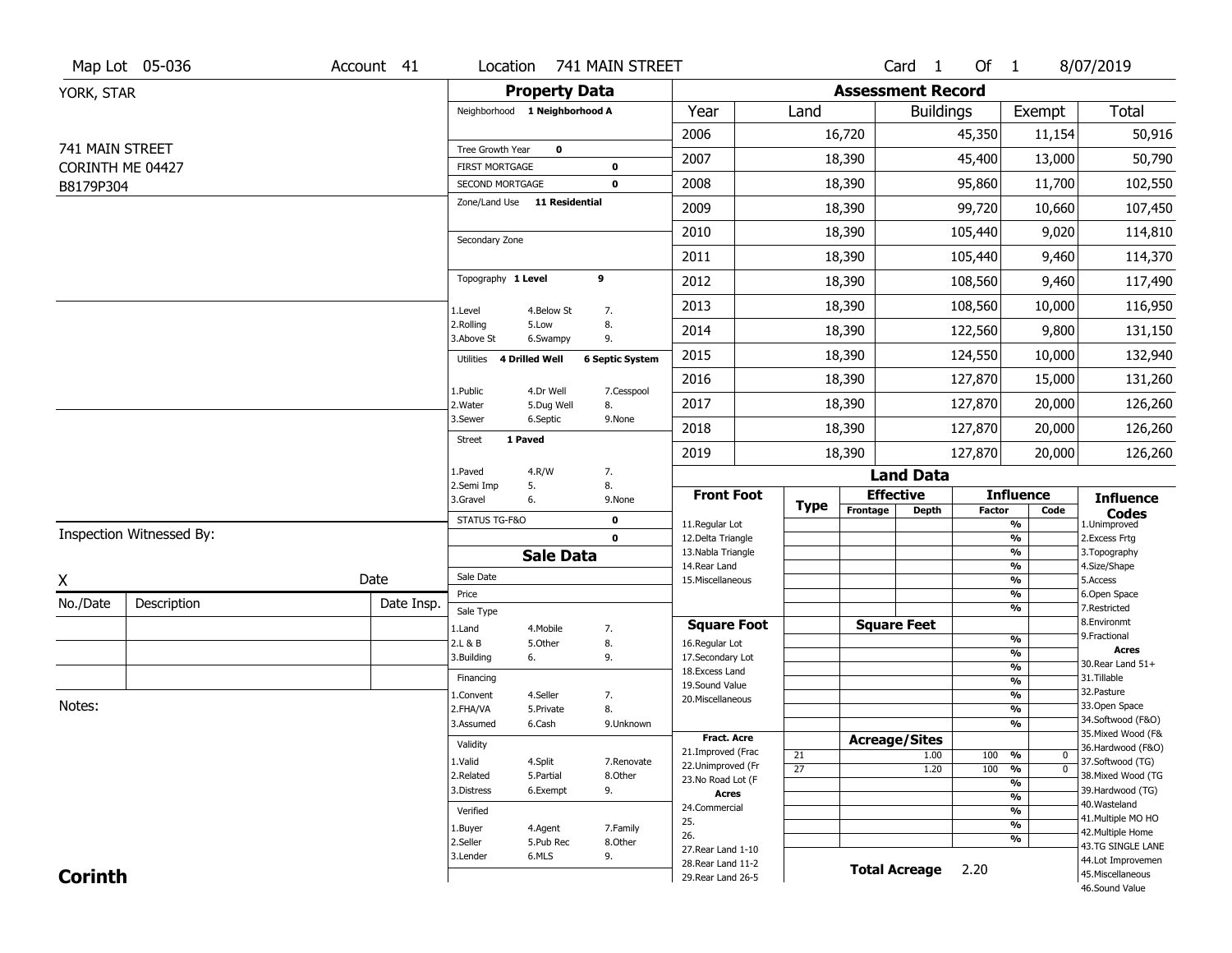Map Lot 05-036 | Account 41 | Location 741 MAIN STREET | Card 1 Of 1 | 8/07/2019

YORK, STAR

741 MAIN STREET
CORINTH ME 04427
B8179P304

## Property Data

Neighborhood **1 Neighborhood A**

Tree Growth Year **0**
FIRST MORTGAGE **0**
SECOND MORTGAGE **0**
Zone/Land Use **11 Residential**

Secondary Zone

Topography **1 Level** **9**

1.Level 4.Below St 7.
2.Rolling 5.Low 8.
3.Above St 6.Swampy 9.

Utilities **4 Drilled Well** **6 Septic System**

1.Public 4.Dr Well 7.Cesspool
2.Water 5.Dug Well 8.
3.Sewer 6.Septic 9.None

Street **1 Paved**

1.Paved 4.R/W 7.
2.Semi Imp 5. 8.
3.Gravel 6. 9.None

STATUS TG-F&O **0**
**0**

## Sale Data

Sale Date
Price
Sale Type
1.Land 4.Mobile 7.
2.L & B 5.Other 8.
3.Building 6. 9.

Financing
1.Convent 4.Seller 7.
2.FHA/VA 5.Private 8.
3.Assumed 6.Cash 9.Unknown

Validity
1.Valid 4.Split 7.Renovate
2.Related 5.Partial 8.Other
3.Distress 6.Exempt 9.

Verified
1.Buyer 4.Agent 7.Family
2.Seller 5.Pub Rec 8.Other
3.Lender 6.MLS 9.

## Assessment Record

| Year | Land | Buildings | Exempt | Total |
|---|---|---|---|---|
| 2006 | 16,720 | 45,350 | 11,154 | 50,916 |
| 2007 | 18,390 | 45,400 | 13,000 | 50,790 |
| 2008 | 18,390 | 95,860 | 11,700 | 102,550 |
| 2009 | 18,390 | 99,720 | 10,660 | 107,450 |
| 2010 | 18,390 | 105,440 | 9,020 | 114,810 |
| 2011 | 18,390 | 105,440 | 9,460 | 114,370 |
| 2012 | 18,390 | 108,560 | 9,460 | 117,490 |
| 2013 | 18,390 | 108,560 | 10,000 | 116,950 |
| 2014 | 18,390 | 122,560 | 9,800 | 131,150 |
| 2015 | 18,390 | 124,550 | 10,000 | 132,940 |
| 2016 | 18,390 | 127,870 | 15,000 | 131,260 |
| 2017 | 18,390 | 127,870 | 20,000 | 126,260 |
| 2018 | 18,390 | 127,870 | 20,000 | 126,260 |
| 2019 | 18,390 | 127,870 | 20,000 | 126,260 |

## Land Data

| Front Foot | Type | Effective Frontage | Effective Depth | Influence Factor | Influence Code |
|---|---|---|---|---|---|
| 11.Regular Lot | | | | % | |
| 12.Delta Triangle | | | | % | |
| 13.Nabla Triangle | | | | % | |
| 14.Rear Land | | | | % | |
| 15.Miscellaneous | | | | % | |

| Square Foot | Square Feet | Factor | Code |
|---|---|---|---|
| 16.Regular Lot | | % | |
| 17.Secondary Lot | | % | |
| 18.Excess Land | | % | |
| 19.Sound Value | | % | |
| 20.Miscellaneous | | % | |

| Fract. Acre | Type | Acreage/Sites | Factor | Code |
|---|---|---|---|---|
| 21.Improved (Frac | 21 | 1.00 | 100 % | 0 |
| 22.Unimproved (Fr | 27 | 1.20 | 100 % | 0 |
| 23.No Road Lot (F | | | % | |
| **Acres** | | | % | |
| 24.Commercial | | | % | |
| 25. | | | % | |
| 26. | | | % | |
| 27.Rear Land 1-10 | | | | |
| 28.Rear Land 11-2 | | | | |
| 29.Rear Land 26-5 | | | | |

**Total Acreage** 2.20

**Influence Codes**
1.Unimproved
2.Excess Frtg
3.Topography
4.Size/Shape
5.Access
6.Open Space
7.Restricted
8.Environmt
9.Fractional

**Acres**
30.Rear Land 51+
31.Tillable
32.Pasture
33.Open Space
34.Softwood (F&O)
35.Mixed Wood (F&
36.Hardwood (F&O)
37.Softwood (TG)
38.Mixed Wood (TG
39.Hardwood (TG)
40.Wasteland
41.Multiple MO HO
42.Multiple Home
43.TG SINGLE LANE
44.Lot Improvemen
45.Miscellaneous
46.Sound Value

Inspection Witnessed By:

X Date

| No./Date | Description | Date Insp. |
|---|---|---|
| | | |
| | | |
| | | |

Notes:

**Corinth**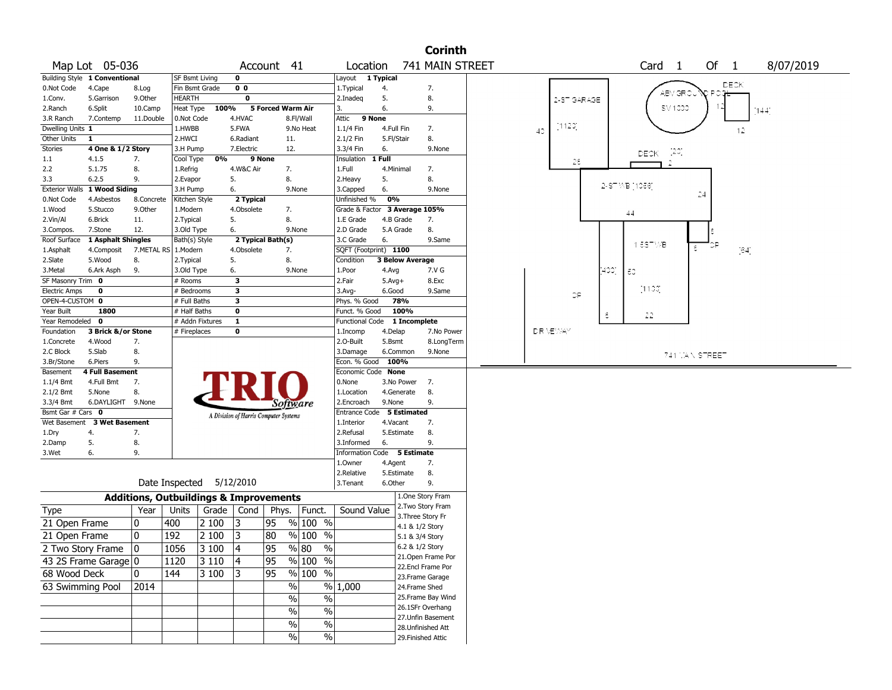# Corinth

Map Lot 05-036 | Account 41 | Location 741 MAIN STREET | Card 1 Of 1 | 8/07/2019

| Building Style | 1 Conventional | | SF Bsmt Living | 0 | | Layout | 1 Typical | |
|---|---|---|---|---|---|---|---|---|
| 0.Not Code | 4.Cape | 8.Log | Fin Bsmt Grade | 0 0 | | 1.Typical | 4. | 7. |
| 1.Conv. | 5.Garrison | 9.Other | HEARTH | 0 | | 2.Inadeq | 5. | 8. |
| 2.Ranch | 6.Split | 10.Camp | Heat Type | 100% | 5 Forced Warm Air | 3. | 6. | 9. |
| 3.R Ranch | 7.Contemp | 11.Double | 0.Not Code | 4.HVAC | 8.Fl/Wall | Attic | 9 None | |
| Dwelling Units | 1 | | 1.HWBB | 5.FWA | 9.No Heat | 1.1/4 Fin | 4.Full Fin | 7. |
| Other Units | 1 | | 2.HWCI | 6.Radiant | 11. | 2.1/2 Fin | 5.Fl/Stair | 8. |
| Stories | 4 One & 1/2 Story | | 3.H Pump | 7.Electric | 12. | 3.3/4 Fin | 6. | 9.None |
| 1.1 | 4.1.5 | 7. | Cool Type | 0% | 9 None | Insulation | 1 Full | |
| 2.2 | 5.1.75 | 8. | 1.Refrig | 4.W&C Air | 7. | 1.Full | 4.Minimal | 7. |
| 3.3 | 6.2.5 | 9. | 2.Evapor | 5. | 8. | 2.Heavy | 5. | 8. |
| Exterior Walls | 1 Wood Siding | | 3.H Pump | 6. | 9.None | 3.Capped | 6. | 9.None |
| 0.Not Code | 4.Asbestos | 8.Concrete | Kitchen Style | 2 Typical | | Unfinished % | 0% | |
| 1.Wood | 5.Stucco | 9.Other | 1.Modern | 4.Obsolete | 7. | Grade & Factor | 3 Average 105% | |
| 2.Vin/Al | 6.Brick | 11. | 2.Typical | 5. | 8. | 1.E Grade | 4.B Grade | 7. |
| 3.Compos. | 7.Stone | 12. | 3.Old Type | 6. | 9.None | 2.D Grade | 5.A Grade | 8. |
| Roof Surface | 1 Asphalt Shingles | | Bath(s) Style | 2 Typical Bath(s) | | 3.C Grade | 6. | 9.Same |
| 1.Asphalt | 4.Composit | 7.METAL RS | 1.Modern | 4.Obsolete | 7. | SQFT (Footprint) | 1100 | |
| 2.Slate | 5.Wood | 8. | 2.Typical | 5. | 8. | Condition | 3 Below Average | |
| 3.Metal | 6.Ark Asph | 9. | 3.Old Type | 6. | 9.None | 1.Poor | 4.Avg | 7.V G |
| SF Masonry Trim | 0 | | # Rooms | 3 | | 2.Fair | 5.Avg+ | 8.Exc |
| Electric Amps | 0 | | # Bedrooms | 3 | | 3.Avg- | 6.Good | 9.Same |
| OPEN-4-CUSTOM | 0 | | # Full Baths | 3 | | Phys. % Good | 78% | |
| Year Built | 1800 | | # Half Baths | 0 | | Funct. % Good | 100% | |
| Year Remodeled | 0 | | # Addn Fixtures | 1 | | Functional Code | 1 Incomplete | |
| Foundation | 3 Brick &/or Stone | | # Fireplaces | 0 | | 1.Incomp | 4.Delap | 7.No Power |
| 1.Concrete | 4.Wood | 7. | | | | 2.O-Built | 5.Bsmt | 8.LongTerm |
| 2.C Block | 5.Slab | 8. | | | | 3.Damage | 6.Common | 9.None |
| 3.Br/Stone | 6.Piers | 9. | | | | Econ. % Good | 100% | |
| Basement | 4 Full Basement | | | | | Economic Code | None | |
| 1.1/4 Bmt | 4.Full Bmt | 7. | | | | 0.None | 3.No Power | 7. |
| 2.1/2 Bmt | 5.None | 8. | | | | 1.Location | 4.Generate | 8. |
| 3.3/4 Bmt | 6.DAYLIGHT | 9.None | | | | 2.Encroach | 9.None | 9. |
| Bsmt Gar # Cars | 0 | | | | | Entrance Code | 5 Estimated | |
| Wet Basement | 3 Wet Basement | | | | | 1.Interior | 4.Vacant | 7. |
| 1.Dry | 4. | 7. | | | | 2.Refusal | 5.Estimate | 8. |
| 2.Damp | 5. | 8. | | | | 3.Informed | 6. | 9. |
| 3.Wet | 6. | 9. | | | | Information Code | 5 Estimate | |
| | | | | | | 1.Owner | 4.Agent | 7. |
| | | | | | | 2.Relative | 5.Estimate | 8. |
| | | | Date Inspected | 5/12/2010 | | 3.Tenant | 6.Other | 9. |

TRIO Software — A Division of Harris Computer Systems

## Additions, Outbuildings & Improvements

| Type | Year | Units | Grade | Cond | Phys. | Funct. | Sound Value |
|---|---|---|---|---|---|---|---|
| 21 Open Frame | 0 | 400 | 2 100 | 3 | 95 % | 100 % | |
| 21 Open Frame | 0 | 192 | 2 100 | 3 | 80 % | 100 % | |
| 2 Two Story Frame | 0 | 1056 | 3 100 | 4 | 95 % | 80 % | |
| 43 2S Frame Garage | 0 | 1120 | 3 110 | 4 | 95 % | 100 % | |
| 68 Wood Deck | 0 | 144 | 3 100 | 3 | 95 % | 100 % | |
| 63 Swimming Pool | 2014 | | | | % | % | 1,000 |
| | | | | | % | % | |
| | | | | | % | % | |
| | | | | | % | % | |
| | | | | | % | % | |

1.One Story Fram
2.Two Story Fram
3.Three Story Fr
4.1 & 1/2 Story
5.1 & 3/4 Story
6.2 & 1/2 Story
21.Open Frame Por
22.Encl Frame Por
23.Frame Garage
24.Frame Shed
25.Frame Bay Wind
26.1SFr Overhang
27.Unfin Basement
28.Unfinished Att
29.Finished Attic

2-ST GARAGE [1120] 40 28
ABV GROUND POOL SV 1000
DECK 12 12 [144]
DECK [20]
2-ST WB [1056] 44 24
1.5ST WB 6 OP 6 [84]
[400] 50 [1100] 8 22
OP
DRIVEWAY
741 MAIN STREET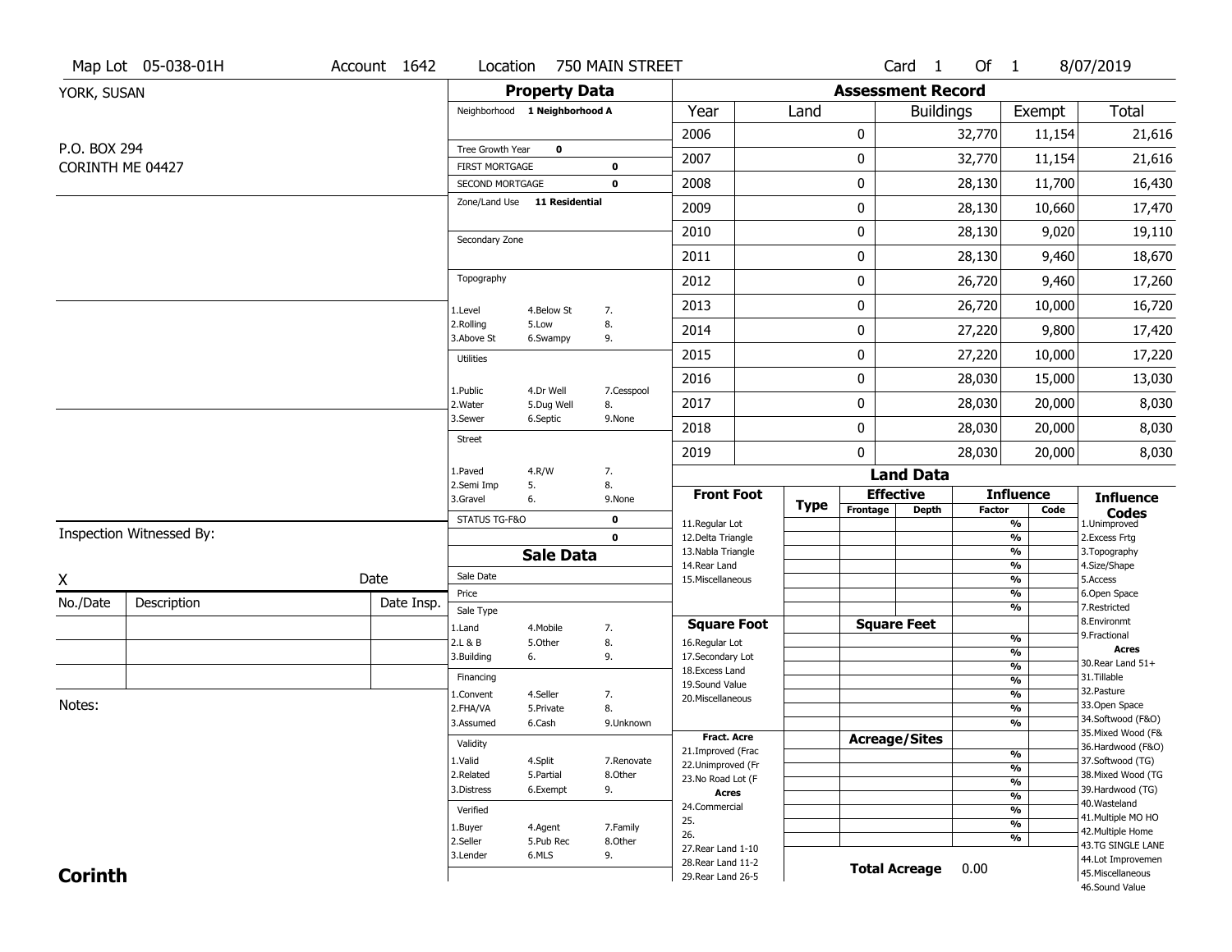Map Lot 05-038-01H | Account 1642 | Location 750 MAIN STREET | Card 1 Of 1 | 8/07/2019

YORK, SUSAN

P.O. BOX 294
CORINTH ME 04427

## Property Data

Neighborhood **1 Neighborhood A**

Tree Growth Year **0**

FIRST MORTGAGE **0**

SECOND MORTGAGE **0**

Zone/Land Use **11 Residential**

Secondary Zone

Topography

1.Level 4.Below St 7.
2.Rolling 5.Low 8.
3.Above St 6.Swampy 9.

Utilities

1.Public 4.Dr Well 7.Cesspool
2.Water 5.Dug Well 8.
3.Sewer 6.Septic 9.None

Street

1.Paved 4.R/W 7.
2.Semi Imp 5. 8.
3.Gravel 6. 9.None

STATUS TG-F&O **0**

**0**

## Assessment Record

| Year | Land | Buildings | Exempt | Total |
|---|---|---|---|---|
| 2006 | 0 | 32,770 | 11,154 | 21,616 |
| 2007 | 0 | 32,770 | 11,154 | 21,616 |
| 2008 | 0 | 28,130 | 11,700 | 16,430 |
| 2009 | 0 | 28,130 | 10,660 | 17,470 |
| 2010 | 0 | 28,130 | 9,020 | 19,110 |
| 2011 | 0 | 28,130 | 9,460 | 18,670 |
| 2012 | 0 | 26,720 | 9,460 | 17,260 |
| 2013 | 0 | 26,720 | 10,000 | 16,720 |
| 2014 | 0 | 27,220 | 9,800 | 17,420 |
| 2015 | 0 | 27,220 | 10,000 | 17,220 |
| 2016 | 0 | 28,030 | 15,000 | 13,030 |
| 2017 | 0 | 28,030 | 20,000 | 8,030 |
| 2018 | 0 | 28,030 | 20,000 | 8,030 |
| 2019 | 0 | 28,030 | 20,000 | 8,030 |

## Land Data

| Front Foot | Type | Effective Frontage | Effective Depth | Influence Factor | Influence Code |
|---|---|---|---|---|---|
| 11.Regular Lot | | | | % | |
| 12.Delta Triangle | | | | % | |
| 13.Nabla Triangle | | | | % | |
| 14.Rear Land | | | | % | |
| 15.Miscellaneous | | | | % | |
| | | | | % | |
| | | | | % | |

| Square Foot | Square Feet | | |
|---|---|---|---|
| 16.Regular Lot | | % | |
| 17.Secondary Lot | | % | |
| 18.Excess Land | | % | |
| 19.Sound Value | | % | |
| 20.Miscellaneous | | % | |
| | | % | |
| | | % | |

| Fract. Acre | Acreage/Sites | | |
|---|---|---|---|
| 21.Improved (Frac | | % | |
| 22.Unimproved (Fr | | % | |
| 23.No Road Lot (F | | % | |
| **Acres** | | % | |
| 24.Commercial | | % | |
| 25. | | % | |
| 26. | | % | |
| 27.Rear Land 1-10 | | | |
| 28.Rear Land 11-2 | | | |
| 29.Rear Land 26-5 | | | |

**Total Acreage** 0.00

**Influence Codes**

1.Unimproved
2.Excess Frtg
3.Topography
4.Size/Shape
5.Access
6.Open Space
7.Restricted
8.Environmt
9.Fractional

**Acres**

30.Rear Land 51+
31.Tillable
32.Pasture
33.Open Space
34.Softwood (F&O)
35.Mixed Wood (F&
36.Hardwood (F&O)
37.Softwood (TG)
38.Mixed Wood (TG
39.Hardwood (TG)
40.Wasteland
41.Multiple MO HO
42.Multiple Home
43.TG SINGLE LANE
44.Lot Improvemen
45.Miscellaneous
46.Sound Value

## Sale Data

Sale Date

Price

Sale Type

1.Land 4.Mobile 7.
2.L & B 5.Other 8.
3.Building 6. 9.

Financing

1.Convent 4.Seller 7.
2.FHA/VA 5.Private 8.
3.Assumed 6.Cash 9.Unknown

Validity

1.Valid 4.Split 7.Renovate
2.Related 5.Partial 8.Other
3.Distress 6.Exempt 9.

Verified

1.Buyer 4.Agent 7.Family
2.Seller 5.Pub Rec 8.Other
3.Lender 6.MLS 9.

Inspection Witnessed By:

X ____________________ Date

| No./Date | Description | Date Insp. |
|---|---|---|
| | | |
| | | |
| | | |

Notes:

**Corinth**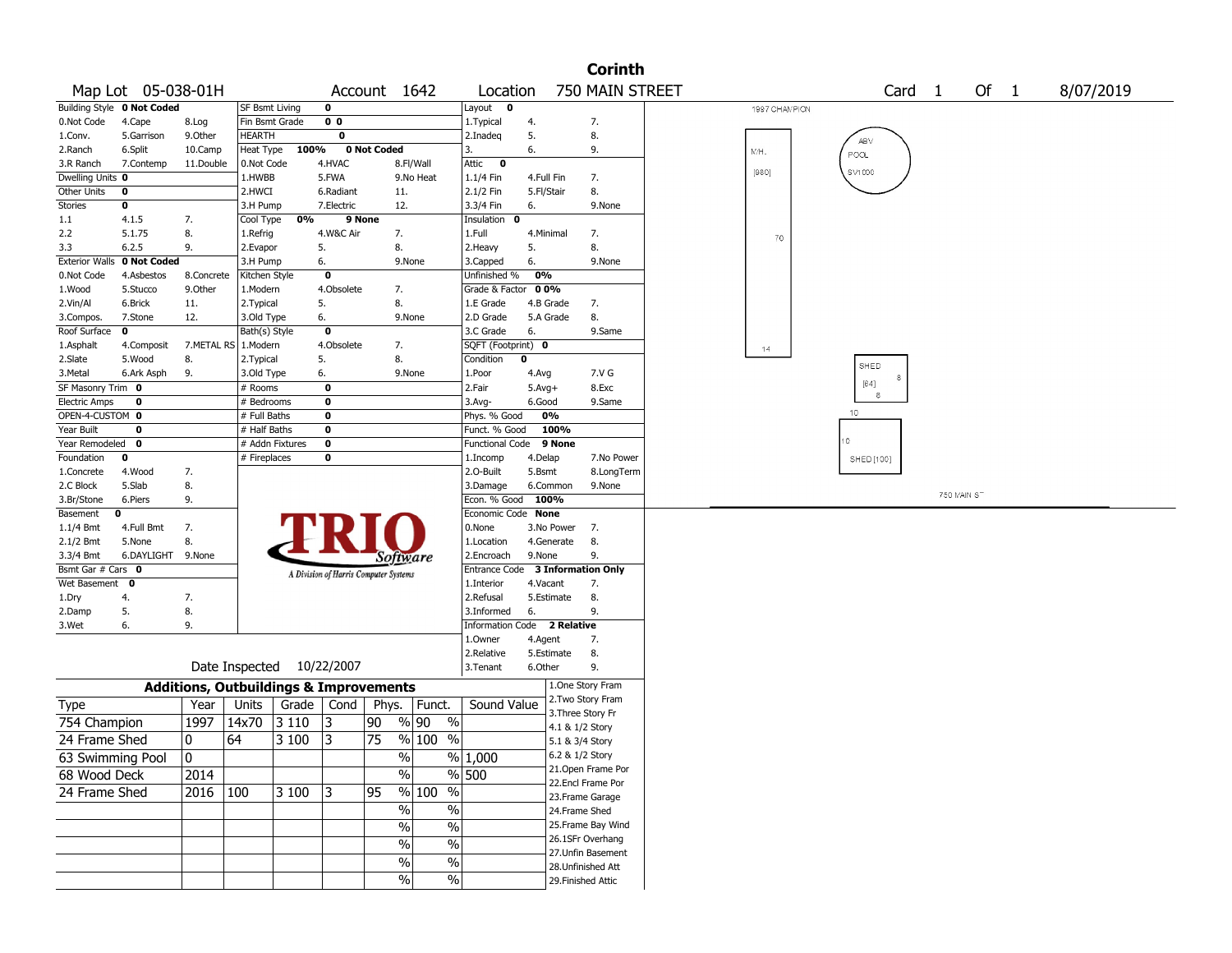# Corinth

**Map Lot** 05-038-01H **Account** 1642 **Location** 750 MAIN STREET **Card** 1 **Of** 1 8/07/2019

| Building Style | 0 Not Coded | | SF Bsmt Living | 0 | | Layout | 0 | |
|---|---|---|---|---|---|---|---|---|
| 0.Not Code | 4.Cape | 8.Log | Fin Bsmt Grade | 0 0 | | 1.Typical | 4. | 7. |
| 1.Conv. | 5.Garrison | 9.Other | HEARTH | 0 | | 2.Inadeq | 5. | 8. |
| 2.Ranch | 6.Split | 10.Camp | Heat Type 100% | 0 Not Coded | | 3. | 6. | 9. |
| 3.R Ranch | 7.Contemp | 11.Double | 0.Not Code | 4.HVAC | 8.Fl/Wall | Attic | 0 | |
| Dwelling Units | 0 | | 1.HWBB | 5.FWA | 9.No Heat | 1.1/4 Fin | 4.Full Fin | 7. |
| Other Units | 0 | | 2.HWCI | 6.Radiant | 11. | 2.1/2 Fin | 5.Fl/Stair | 8. |
| Stories | 0 | | 3.H Pump | 7.Electric | 12. | 3.3/4 Fin | 6. | 9.None |
| 1.1 | 4.1.5 | 7. | Cool Type 0% | 9 None | | Insulation | 0 | |
| 2.2 | 5.1.75 | 8. | 1.Refrig | 4.W&C Air | 7. | 1.Full | 4.Minimal | 7. |
| 3.3 | 6.2.5 | 9. | 2.Evapor | 5. | 8. | 2.Heavy | 5. | 8. |
| Exterior Walls | 0 Not Coded | | 3.H Pump | 6. | 9.None | 3.Capped | 6. | 9.None |
| 0.Not Code | 4.Asbestos | 8.Concrete | Kitchen Style | 0 | | Unfinished % | 0% | |
| 1.Wood | 5.Stucco | 9.Other | 1.Modern | 4.Obsolete | 7. | Grade & Factor | 0 0% | |
| 2.Vin/Al | 6.Brick | 11. | 2.Typical | 5. | 8. | 1.E Grade | 4.B Grade | 7. |
| 3.Compos. | 7.Stone | 12. | 3.Old Type | 6. | 9.None | 2.D Grade | 5.A Grade | 8. |
| Roof Surface | 0 | | Bath(s) Style | 0 | | 3.C Grade | 6. | 9.Same |
| 1.Asphalt | 4.Composit | 7.METAL RS | 1.Modern | 4.Obsolete | 7. | SQFT (Footprint) | 0 | |
| 2.Slate | 5.Wood | 8. | 2.Typical | 5. | 8. | Condition | 0 | |
| 3.Metal | 6.Ark Asph | 9. | 3.Old Type | 6. | 9.None | 1.Poor | 4.Avg | 7.V G |
| SF Masonry Trim | 0 | | # Rooms | 0 | | 2.Fair | 5.Avg+ | 8.Exc |
| Electric Amps | 0 | | # Bedrooms | 0 | | 3.Avg- | 6.Good | 9.Same |
| OPEN-4-CUSTOM | 0 | | # Full Baths | 0 | | Phys. % Good | 0% | |
| Year Built | 0 | | # Half Baths | 0 | | Funct. % Good | 100% | |
| Year Remodeled | 0 | | # Addn Fixtures | 0 | | Functional Code | 9 None | |
| Foundation | 0 | | # Fireplaces | 0 | | 1.Incomp | 4.Delap | 7.No Power |
| 1.Concrete | 4.Wood | 7. | | | | 2.O-Built | 5.Bsmt | 8.LongTerm |
| 2.C Block | 5.Slab | 8. | | | | 3.Damage | 6.Common | 9.None |
| 3.Br/Stone | 6.Piers | 9. | | | | Econ. % Good | 100% | |
| Basement | 0 | | | | | Economic Code | None | |
| 1.1/4 Bmt | 4.Full Bmt | 7. | | | | 0.None | 3.No Power | 7. |
| 2.1/2 Bmt | 5.None | 8. | | | | 1.Location | 4.Generate | 8. |
| 3.3/4 Bmt | 6.DAYLIGHT | 9.None | | | | 2.Encroach | 9.None | 9. |
| Bsmt Gar # Cars | 0 | | | | | Entrance Code | 3 Information Only | |
| Wet Basement | 0 | | | | | 1.Interior | 4.Vacant | 7. |
| 1.Dry | 4. | 7. | | | | 2.Refusal | 5.Estimate | 8. |
| 2.Damp | 5. | 8. | | | | 3.Informed | 6. | 9. |
| 3.Wet | 6. | 9. | | | | Information Code | 2 Relative | |
| | | | | | | 1.Owner | 4.Agent | 7. |
| | | | | | | 2.Relative | 5.Estimate | 8. |
| | | | | | | 3.Tenant | 6.Other | 9. |

TRIO Software — A Division of Harris Computer Systems

Date Inspected 10/22/2007

## Additions, Outbuildings & Improvements

| Type | Year | Units | Grade | Cond | Phys. | Funct. | Sound Value |
|---|---|---|---|---|---|---|---|
| 754 Champion | 1997 | 14x70 | 3 110 | 3 | 90 % | 90 % | |
| 24 Frame Shed | 0 | 64 | 3 100 | 3 | 75 % | 100 % | |
| 63 Swimming Pool | 0 | | | | % | % | 1,000 |
| 68 Wood Deck | 2014 | | | | % | % | 500 |
| 24 Frame Shed | 2016 | 100 | 3 100 | 3 | 95 % | 100 % | |
| | | | | | % | % | |
| | | | | | % | % | |
| | | | | | % | % | |
| | | | | | % | % | |
| | | | | | % | % | |

1.One Story Fram
2.Two Story Fram
3.Three Story Fr
4.1 & 1/2 Story
5.1 & 3/4 Story
6.2 & 1/2 Story
21.Open Frame Por
22.Encl Frame Por
23.Frame Garage
24.Frame Shed
25.Frame Bay Wind
26.1SFr Overhang
27.Unfin Basement
28.Unfinished Att
29.Finished Attic

Sketch: 1997 CHAMPION; M.H. [980]; 70; 14; ABV POOL SV1000; SHED [64] 8 8; SHED [100] 10 10; 750 MAIN ST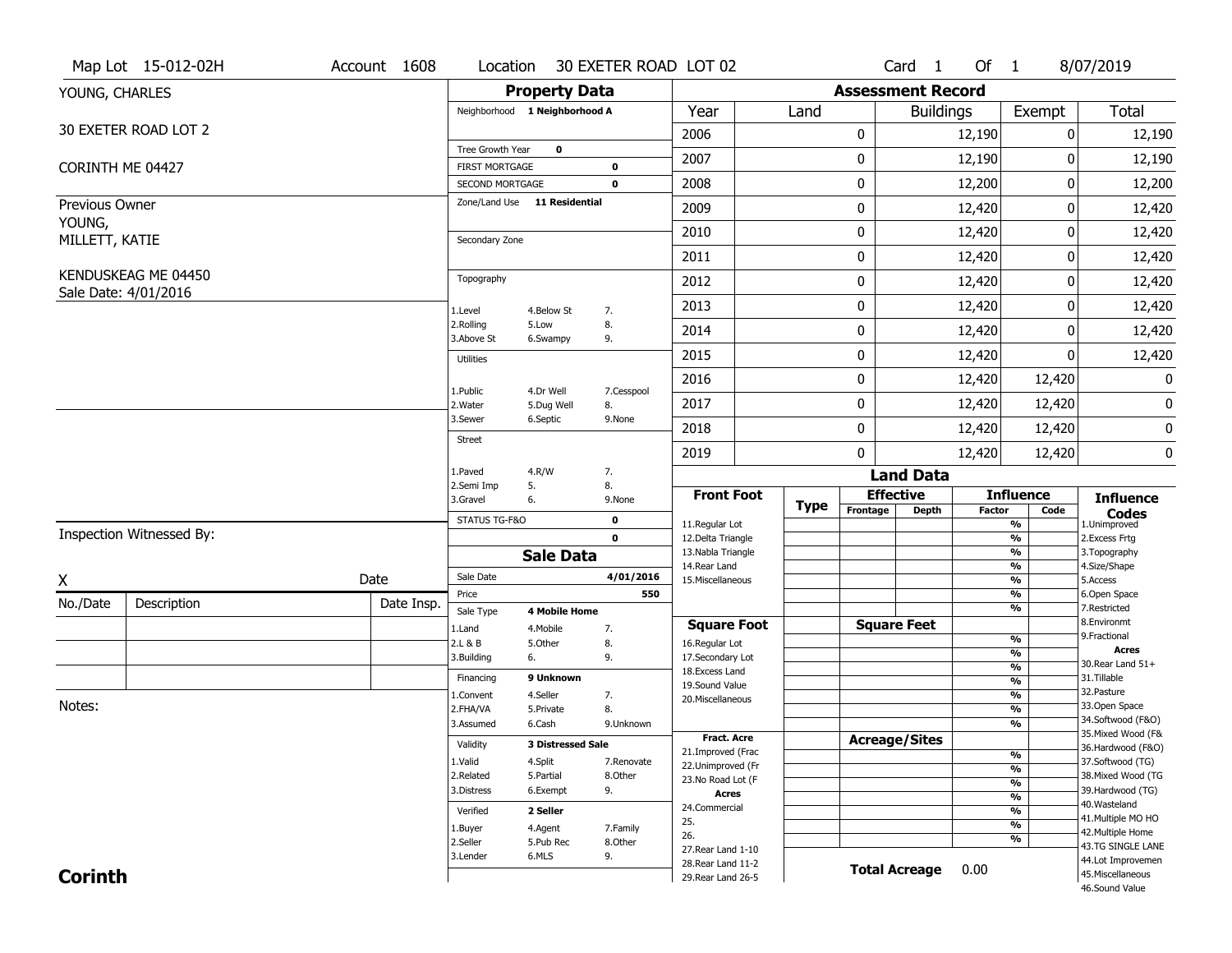Map Lot 15-012-02H | Account 1608 | Location 30 EXETER ROAD LOT 02 | Card 1 Of 1 | 8/07/2019

YOUNG, CHARLES

30 EXETER ROAD LOT 2

CORINTH ME 04427

Previous Owner
YOUNG,
MILLETT, KATIE

KENDUSKEAG ME 04450
Sale Date: 4/01/2016

## Property Data

Neighborhood **1 Neighborhood A**

Tree Growth Year **0**
FIRST MORTGAGE **0**
SECOND MORTGAGE **0**
Zone/Land Use **11 Residential**

Secondary Zone

Topography

| | | |
|---|---|---|
| 1.Level | 4.Below St | 7. |
| 2.Rolling | 5.Low | 8. |
| 3.Above St | 6.Swampy | 9. |

Utilities

| | | |
|---|---|---|
| 1.Public | 4.Dr Well | 7.Cesspool |
| 2.Water | 5.Dug Well | 8. |
| 3.Sewer | 6.Septic | 9.None |

Street

| | | |
|---|---|---|
| 1.Paved | 4.R/W | 7. |
| 2.Semi Imp | 5. | 8. |
| 3.Gravel | 6. | 9.None |

STATUS TG-F&O **0**
**0**

## Sale Data

Sale Date **4/01/2016**
Price **550**
Sale Type **4 Mobile Home**

| | | |
|---|---|---|
| 1.Land | 4.Mobile | 7. |
| 2.L & B | 5.Other | 8. |
| 3.Building | 6. | 9. |

Financing **9 Unknown**

| | | |
|---|---|---|
| 1.Convent | 4.Seller | 7. |
| 2.FHA/VA | 5.Private | 8. |
| 3.Assumed | 6.Cash | 9.Unknown |

Validity **3 Distressed Sale**

| | | |
|---|---|---|
| 1.Valid | 4.Split | 7.Renovate |
| 2.Related | 5.Partial | 8.Other |
| 3.Distress | 6.Exempt | 9. |

Verified **2 Seller**

| | | |
|---|---|---|
| 1.Buyer | 4.Agent | 7.Family |
| 2.Seller | 5.Pub Rec | 8.Other |
| 3.Lender | 6.MLS | 9. |

## Assessment Record

| Year | Land | Buildings | Exempt | Total |
|---|---|---|---|---|
| 2006 | 0 | 12,190 | 0 | 12,190 |
| 2007 | 0 | 12,190 | 0 | 12,190 |
| 2008 | 0 | 12,200 | 0 | 12,200 |
| 2009 | 0 | 12,420 | 0 | 12,420 |
| 2010 | 0 | 12,420 | 0 | 12,420 |
| 2011 | 0 | 12,420 | 0 | 12,420 |
| 2012 | 0 | 12,420 | 0 | 12,420 |
| 2013 | 0 | 12,420 | 0 | 12,420 |
| 2014 | 0 | 12,420 | 0 | 12,420 |
| 2015 | 0 | 12,420 | 0 | 12,420 |
| 2016 | 0 | 12,420 | 12,420 | 0 |
| 2017 | 0 | 12,420 | 12,420 | 0 |
| 2018 | 0 | 12,420 | 12,420 | 0 |
| 2019 | 0 | 12,420 | 12,420 | 0 |

## Land Data

| Front Foot | Type | Effective Frontage | Effective Depth | Influence Factor | Influence Code |
|---|---|---|---|---|---|
| 11.Regular Lot | | | | % | |
| 12.Delta Triangle | | | | % | |
| 13.Nabla Triangle | | | | % | |
| 14.Rear Land | | | | % | |
| 15.Miscellaneous | | | | % | |
| | | | | % | |
| | | | | % | |

| Square Foot | Square Feet | Factor |
|---|---|---|
| 16.Regular Lot | | % |
| 17.Secondary Lot | | % |
| 18.Excess Land | | % |
| 19.Sound Value | | % |
| 20.Miscellaneous | | % |
| | | % |
| | | % |

| Fract. Acre | Acreage/Sites | Factor |
|---|---|---|
| 21.Improved (Frac | | % |
| 22.Unimproved (Fr | | % |
| 23.No Road Lot (F | | % |
| **Acres** | | % |
| 24.Commercial | | % |
| 25. | | % |
| 26. | | % |
| 27.Rear Land 1-10 | | |
| 28.Rear Land 11-2 | | |
| 29.Rear Land 26-5 | | |

**Total Acreage** 0.00

**Influence Codes**
1.Unimproved
2.Excess Frtg
3.Topography
4.Size/Shape
5.Access
6.Open Space
7.Restricted
8.Environmt
9.Fractional

**Acres**
30.Rear Land 51+
31.Tillable
32.Pasture
33.Open Space
34.Softwood (F&O)
35.Mixed Wood (F&
36.Hardwood (F&O)
37.Softwood (TG)
38.Mixed Wood (TG
39.Hardwood (TG)
40.Wasteland
41.Multiple MO HO
42.Multiple Home
43.TG SINGLE LANE
44.Lot Improvemen
45.Miscellaneous
46.Sound Value

Inspection Witnessed By:

X ______________________ Date

| No./Date | Description | Date Insp. |
|---|---|---|
| | | |
| | | |
| | | |

Notes:

**Corinth**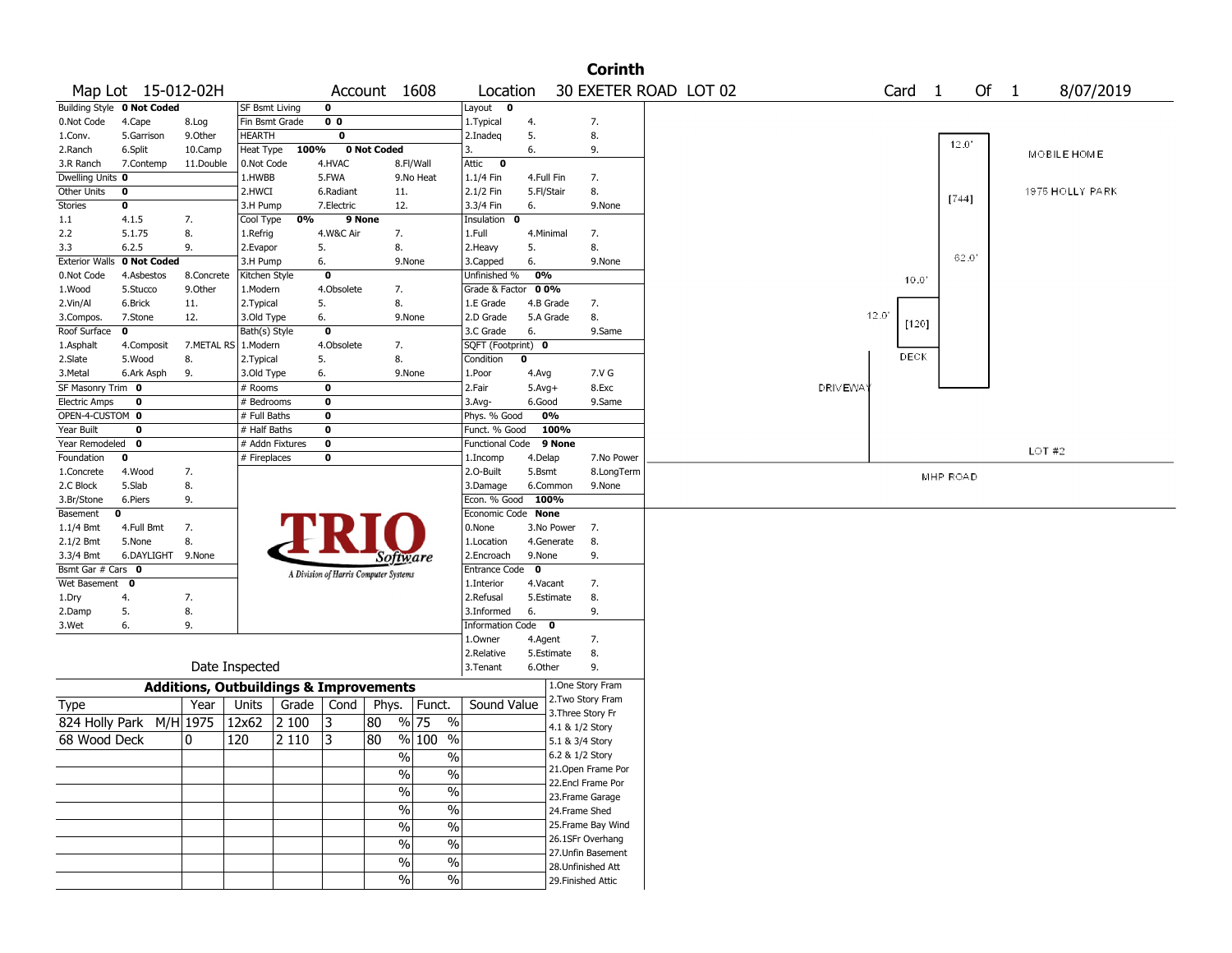# Corinth

**Map Lot** 15-012-02H **Account** 1608 **Location** 30 EXETER ROAD LOT 02 **Card** 1 **Of** 1 8/07/2019

| Building Style | 0 Not Coded | |
|---|---|---|
| 0.Not Code | 4.Cape | 8.Log |
| 1.Conv. | 5.Garrison | 9.Other |
| 2.Ranch | 6.Split | 10.Camp |
| 3.R Ranch | 7.Contemp | 11.Double |
| Dwelling Units | 0 | |
| Other Units | 0 | |
| Stories | 0 | |
| 1.1 | 4.1.5 | 7. |
| 2.2 | 5.1.75 | 8. |
| 3.3 | 6.2.5 | 9. |
| Exterior Walls | 0 Not Coded | |
| 0.Not Code | 4.Asbestos | 8.Concrete |
| 1.Wood | 5.Stucco | 9.Other |
| 2.Vin/Al | 6.Brick | 11. |
| 3.Compos. | 7.Stone | 12. |
| Roof Surface | 0 | |
| 1.Asphalt | 4.Composit | 7.METAL RS |
| 2.Slate | 5.Wood | 8. |
| 3.Metal | 6.Ark Asph | 9. |
| SF Masonry Trim | 0 | |
| Electric Amps | 0 | |
| OPEN-4-CUSTOM | 0 | |
| Year Built | 0 | |
| Year Remodeled | 0 | |
| Foundation | 0 | |
| 1.Concrete | 4.Wood | 7. |
| 2.C Block | 5.Slab | 8. |
| 3.Br/Stone | 6.Piers | 9. |
| Basement | 0 | |
| 1.1/4 Bmt | 4.Full Bmt | 7. |
| 2.1/2 Bmt | 5.None | 8. |
| 3.3/4 Bmt | 6.DAYLIGHT | 9.None |
| Bsmt Gar # Cars | 0 | |
| Wet Basement | 0 | |
| 1.Dry | 4. | 7. |
| 2.Damp | 5. | 8. |
| 3.Wet | 6. | 9. |

| SF Bsmt Living | 0 | |
|---|---|---|
| Fin Bsmt Grade | 0 0 | |
| HEARTH | 0 | |
| Heat Type 100% | 0 Not Coded | |
| 0.Not Code | 4.HVAC | 8.Fl/Wall |
| 1.HWBB | 5.FWA | 9.No Heat |
| 2.HWCI | 6.Radiant | 11. |
| 3.H Pump | 7.Electric | 12. |
| Cool Type 0% | 9 None | |
| 1.Refrig | 4.W&C Air | 7. |
| 2.Evapor | 5. | 8. |
| 3.H Pump | 6. | 9.None |
| Kitchen Style | 0 | |
| 1.Modern | 4.Obsolete | 7. |
| 2.Typical | 5. | 8. |
| 3.Old Type | 6. | 9.None |
| Bath(s) Style | 0 | |
| 1.Modern | 4.Obsolete | 7. |
| 2.Typical | 5. | 8. |
| 3.Old Type | 6. | 9.None |
| # Rooms | 0 | |
| # Bedrooms | 0 | |
| # Full Baths | 0 | |
| # Half Baths | 0 | |
| # Addn Fixtures | 0 | |
| # Fireplaces | 0 | |

| Layout | 0 | |
|---|---|---|
| 1.Typical | 4. | 7. |
| 2.Inadeq | 5. | 8. |
| 3. | 6. | 9. |
| Attic | 0 | |
| 1.1/4 Fin | 4.Full Fin | 7. |
| 2.1/2 Fin | 5.Fl/Stair | 8. |
| 3.3/4 Fin | 6. | 9.None |
| Insulation | 0 | |
| 1.Full | 4.Minimal | 7. |
| 2.Heavy | 5. | 8. |
| 3.Capped | 6. | 9.None |
| Unfinished % | 0% | |
| Grade & Factor | 0 0% | |
| 1.E Grade | 4.B Grade | 7. |
| 2.D Grade | 5.A Grade | 8. |
| 3.C Grade | 6. | 9.Same |
| SQFT (Footprint) | 0 | |
| Condition | 0 | |
| 1.Poor | 4.Avg | 7.V G |
| 2.Fair | 5.Avg+ | 8.Exc |
| 3.Avg- | 6.Good | 9.Same |
| Phys. % Good | 0% | |
| Funct. % Good | 100% | |
| Functional Code | 9 None | |
| 1.Incomp | 4.Delap | 7.No Power |
| 2.O-Built | 5.Bsmt | 8.LongTerm |
| 3.Damage | 6.Common | 9.None |
| Econ. % Good | 100% | |
| Economic Code | None | |
| 0.None | 3.No Power | 7. |
| 1.Location | 4.Generate | 8. |
| 2.Encroach | 9.None | 9. |
| Entrance Code | 0 | |
| 1.Interior | 4.Vacant | 7. |
| 2.Refusal | 5.Estimate | 8. |
| 3.Informed | 6. | 9. |
| Information Code | 0 | |
| 1.Owner | 4.Agent | 7. |
| 2.Relative | 5.Estimate | 8. |
| 3.Tenant | 6.Other | 9. |

TRIO Software — A Division of Harris Computer Systems

Date Inspected

## Additions, Outbuildings & Improvements

| Type | Year | Units | Grade | Cond | Phys. | Funct. | Sound Value |
|---|---|---|---|---|---|---|---|
| 824 Holly Park M/H | 1975 | 12x62 | 2 100 | 3 | 80 % | 75 % | |
| 68 Wood Deck | 0 | 120 | 2 110 | 3 | 80 % | 100 % | |
| | | | | | % | % | |
| | | | | | % | % | |
| | | | | | % | % | |
| | | | | | % | % | |
| | | | | | % | % | |
| | | | | | % | % | |
| | | | | | % | % | |
| | | | | | % | % | |

1.One Story Fram
2.Two Story Fram
3.Three Story Fr
4.1 & 1/2 Story
5.1 & 3/4 Story
6.2 & 1/2 Story
21.Open Frame Por
22.Encl Frame Por
23.Frame Garage
24.Frame Shed
25.Frame Bay Wind
26.1SFr Overhang
27.Unfin Basement
28.Unfinished Att
29.Finished Attic

Sketch: MOBILE HOME, 1975 HOLLY PARK, 12.0' x 62.0' [744]; DECK 10.0' x 12.0' [120]; DRIVEWAY; LOT #2; MHP ROAD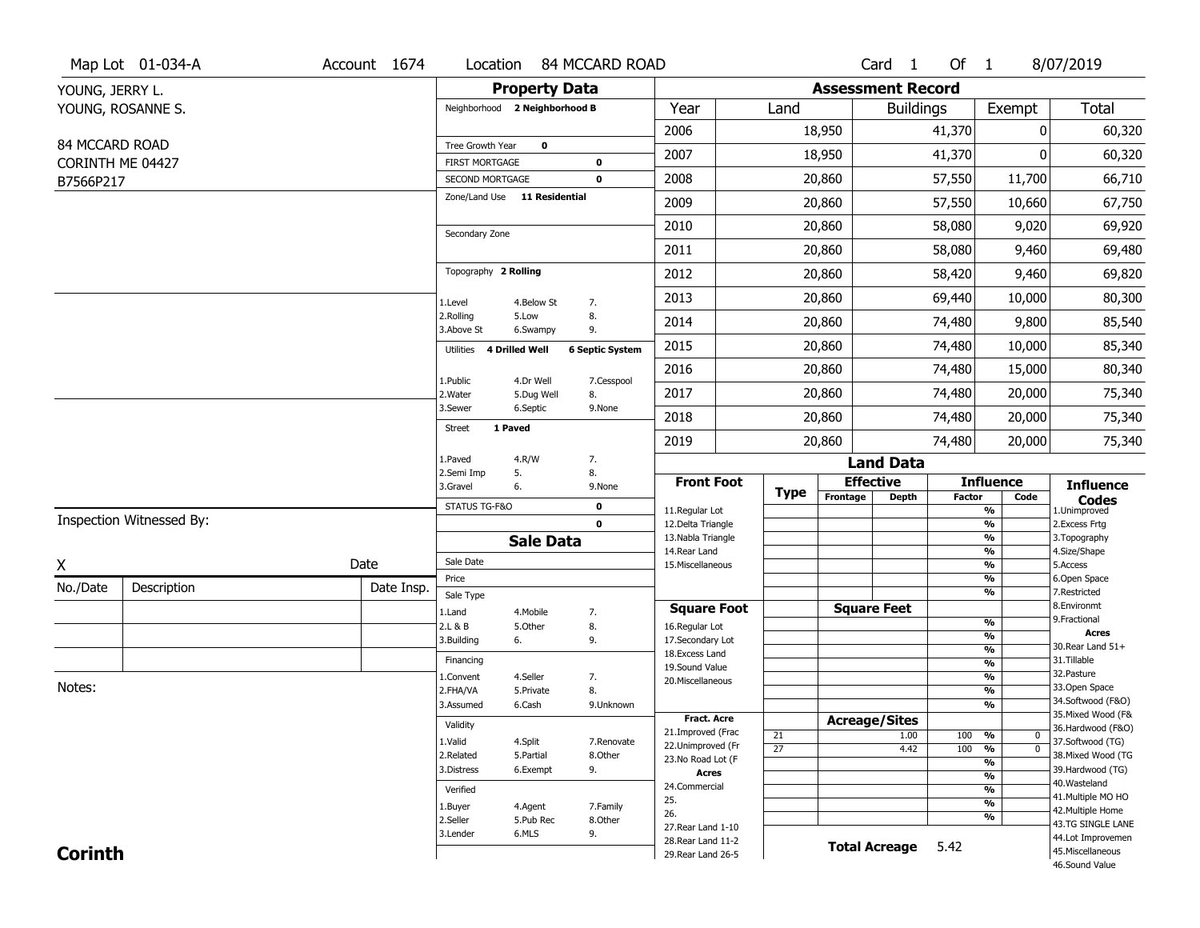Map Lot 01-034-A | Account 1674 | Location 84 MCCARD ROAD | Card 1 Of 1 | 8/07/2019

YOUNG, JERRY L.
YOUNG, ROSANNE S.

84 MCCARD ROAD
CORINTH ME 04427
B7566P217

## Property Data

Neighborhood **2 Neighborhood B**

Tree Growth Year **0**
FIRST MORTGAGE **0**
SECOND MORTGAGE **0**
Zone/Land Use **11 Residential**

Secondary Zone

Topography **2 Rolling**

1.Level 4.Below St 7.
2.Rolling 5.Low 8.
3.Above St 6.Swampy 9.

Utilities **4 Drilled Well** **6 Septic System**

1.Public 4.Dr Well 7.Cesspool
2.Water 5.Dug Well 8.
3.Sewer 6.Septic 9.None

Street **1 Paved**

1.Paved 4.R/W 7.
2.Semi Imp 5. 8.
3.Gravel 6. 9.None

STATUS TG-F&O **0**
**0**

## Assessment Record

| Year | Land | Buildings | Exempt | Total |
|---|---|---|---|---|
| 2006 | 18,950 | 41,370 | 0 | 60,320 |
| 2007 | 18,950 | 41,370 | 0 | 60,320 |
| 2008 | 20,860 | 57,550 | 11,700 | 66,710 |
| 2009 | 20,860 | 57,550 | 10,660 | 67,750 |
| 2010 | 20,860 | 58,080 | 9,020 | 69,920 |
| 2011 | 20,860 | 58,080 | 9,460 | 69,480 |
| 2012 | 20,860 | 58,420 | 9,460 | 69,820 |
| 2013 | 20,860 | 69,440 | 10,000 | 80,300 |
| 2014 | 20,860 | 74,480 | 9,800 | 85,540 |
| 2015 | 20,860 | 74,480 | 10,000 | 85,340 |
| 2016 | 20,860 | 74,480 | 15,000 | 80,340 |
| 2017 | 20,860 | 74,480 | 20,000 | 75,340 |
| 2018 | 20,860 | 74,480 | 20,000 | 75,340 |
| 2019 | 20,860 | 74,480 | 20,000 | 75,340 |

## Land Data

| Front Foot | Type | Effective Frontage | Effective Depth | Influence Factor | Influence Code |
|---|---|---|---|---|---|
| 11.Regular Lot | | | | % | |
| 12.Delta Triangle | | | | % | |
| 13.Nabla Triangle | | | | % | |
| 14.Rear Land | | | | % | |
| 15.Miscellaneous | | | | % | |

| Square Foot | Type | Square Feet | Influence Factor | Influence Code |
|---|---|---|---|---|
| 16.Regular Lot | | | % | |
| 17.Secondary Lot | | | % | |
| 18.Excess Land | | | % | |
| 19.Sound Value | | | % | |
| 20.Miscellaneous | | | % | |

| Fract. Acre / Acres | Type | Acreage/Sites | Influence Factor | Influence Code |
|---|---|---|---|---|
| 21.Improved (Frac | 21 | 1.00 | 100 % | 0 |
| 22.Unimproved (Fr | 27 | 4.42 | 100 % | 0 |
| 23.No Road Lot (F | | | % | |
| 24.Commercial | | | % | |
| 25. | | | % | |
| 26. | | | % | |
| 27.Rear Land 1-10 | | | | |
| 28.Rear Land 11-2 | | | | |
| 29.Rear Land 26-5 | | | | |

**Total Acreage** 5.42

**Influence Codes**
1.Unimproved
2.Excess Frtg
3.Topography
4.Size/Shape
5.Access
6.Open Space
7.Restricted
8.Environmt
9.Fractional

**Acres**
30.Rear Land 51+
31.Tillable
32.Pasture
33.Open Space
34.Softwood (F&O)
35.Mixed Wood (F&
36.Hardwood (F&O)
37.Softwood (TG)
38.Mixed Wood (TG
39.Hardwood (TG)
40.Wasteland
41.Multiple MO HO
42.Multiple Home
43.TG SINGLE LANE
44.Lot Improvemen
45.Miscellaneous
46.Sound Value

## Sale Data

Sale Date
Price
Sale Type
1.Land 4.Mobile 7.
2.L & B 5.Other 8.
3.Building 6. 9.

Financing
1.Convent 4.Seller 7.
2.FHA/VA 5.Private 8.
3.Assumed 6.Cash 9.Unknown

Validity
1.Valid 4.Split 7.Renovate
2.Related 5.Partial 8.Other
3.Distress 6.Exempt 9.

Verified
1.Buyer 4.Agent 7.Family
2.Seller 5.Pub Rec 8.Other
3.Lender 6.MLS 9.

Inspection Witnessed By:

X &nbsp;&nbsp;&nbsp;&nbsp; Date

| No./Date | Description | Date Insp. |
|---|---|---|
| | | |
| | | |
| | | |

Notes:

**Corinth**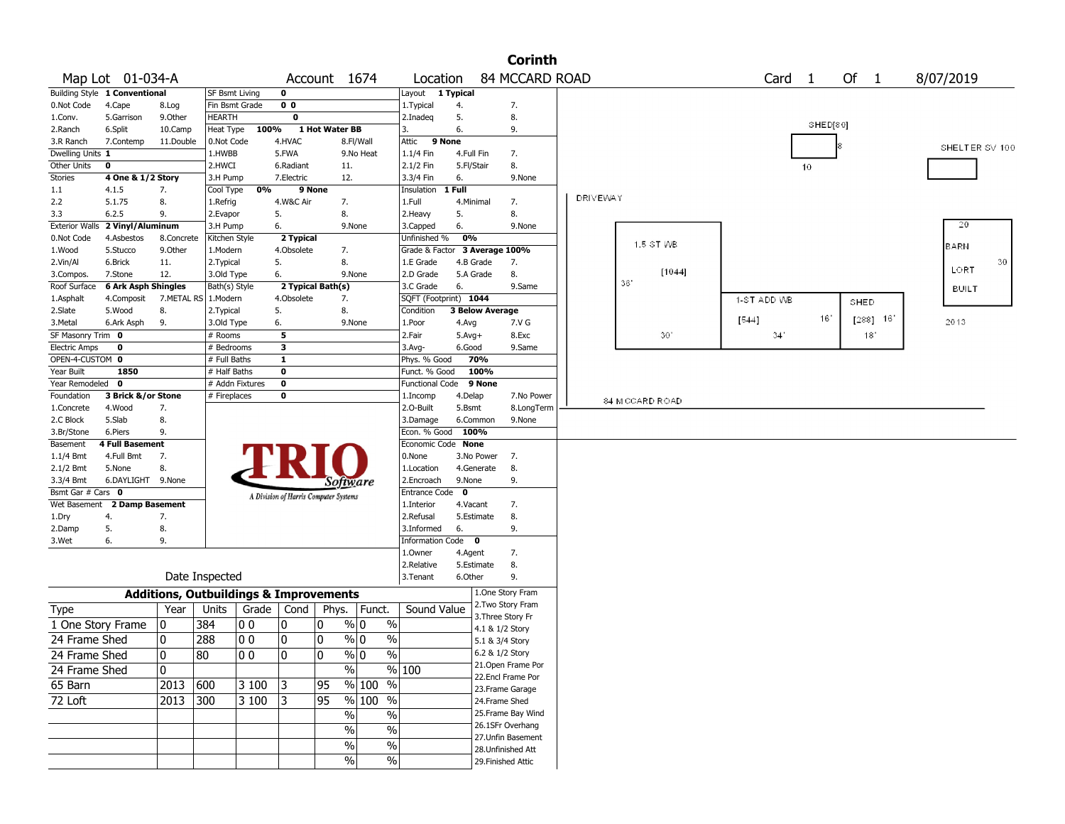# Corinth

Map Lot 01-034-A | Account 1674 | Location 84 MCCARD ROAD | Card 1 Of 1 | 8/07/2019

| Building Style | 1 Conventional | SF Bsmt Living | 0 | Layout | 1 Typical |
|---|---|---|---|---|---|
| 0.Not Code 4.Cape 8.Log | | Fin Bsmt Grade | 0 0 | 1.Typical 4. 7. | |
| 1.Conv. 5.Garrison 9.Other | | HEARTH | 0 | 2.Inadeq 5. 8. | |
| 2.Ranch 6.Split 10.Camp | | Heat Type 100% | 1 Hot Water BB | 3. 6. 9. | |
| 3.R Ranch 7.Contemp 11.Double | | 0.Not Code 4.HVAC 8.Fl/Wall | | Attic | 9 None |
| Dwelling Units | 1 | 1.HWBB 5.FWA 9.No Heat | | 1.1/4 Fin 4.Full Fin 7. | |
| Other Units | 0 | 2.HWCI 6.Radiant 11. | | 2.1/2 Fin 5.Fl/Stair 8. | |
| Stories | 4 One & 1/2 Story | 3.H Pump 7.Electric 12. | | 3.3/4 Fin 6. 9.None | |
| 1.1 4.1.5 7. | | Cool Type 0% | 9 None | Insulation | 1 Full |
| 2.2 5.1.75 8. | | 1.Refrig 4.W&C Air 7. | | 1.Full 4.Minimal 7. | |
| 3.3 6.2.5 9. | | 2.Evapor 5. 8. | | 2.Heavy 5. 8. | |
| Exterior Walls | 2 Vinyl/Aluminum | 3.H Pump 6. 9.None | | 3.Capped 6. 9.None | |
| 0.Not Code 4.Asbestos 8.Concrete | | Kitchen Style | 2 Typical | Unfinished % | 0% |
| 1.Wood 5.Stucco 9.Other | | 1.Modern 4.Obsolete 7. | | Grade & Factor | 3 Average 100% |
| 2.Vin/Al 6.Brick 11. | | 2.Typical 5. 8. | | 1.E Grade 4.B Grade 7. | |
| 3.Compos. 7.Stone 12. | | 3.Old Type 6. 9.None | | 2.D Grade 5.A Grade 8. | |
| Roof Surface | 6 Ark Asph Shingles | Bath(s) Style | 2 Typical Bath(s) | 3.C Grade 6. 9.Same | |
| 1.Asphalt 4.Composit 7.METAL RS | | 1.Modern 4.Obsolete 7. | | SQFT (Footprint) | 1044 |
| 2.Slate 5.Wood 8. | | 2.Typical 5. 8. | | Condition | 3 Below Average |
| 3.Metal 6.Ark Asph 9. | | 3.Old Type 6. 9.None | | 1.Poor 4.Avg 7.V G | |
| SF Masonry Trim | 0 | # Rooms | 5 | 2.Fair 5.Avg+ 8.Exc | |
| Electric Amps | 0 | # Bedrooms | 3 | 3.Avg- 6.Good 9.Same | |
| OPEN-4-CUSTOM | 0 | # Full Baths | 1 | Phys. % Good | 70% |
| Year Built | 1850 | # Half Baths | 0 | Funct. % Good | 100% |
| Year Remodeled | 0 | # Addn Fixtures | 0 | Functional Code | 9 None |
| Foundation | 3 Brick &/or Stone | # Fireplaces | 0 | 1.Incomp 4.Delap 7.No Power | |
| 1.Concrete 4.Wood 7. | | | | 2.O-Built 5.Bsmt 8.LongTerm | |
| 2.C Block 5.Slab 8. | | | | 3.Damage 6.Common 9.None | |
| 3.Br/Stone 6.Piers 9. | | | | Econ. % Good | 100% |
| Basement | 4 Full Basement | | | Economic Code | None |
| 1.1/4 Bmt 4.Full Bmt 7. | | | | 0.None 3.No Power 7. | |
| 2.1/2 Bmt 5.None 8. | | | | 1.Location 4.Generate 8. | |
| 3.3/4 Bmt 6.DAYLIGHT 9.None | | | | 2.Encroach 9.None 9. | |
| Bsmt Gar # Cars | 0 | | | Entrance Code | 0 |
| Wet Basement | 2 Damp Basement | | | 1.Interior 4.Vacant 7. | |
| 1.Dry 4. 7. | | | | 2.Refusal 5.Estimate 8. | |
| 2.Damp 5. 8. | | | | 3.Informed 6. 9. | |
| 3.Wet 6. 9. | | | | Information Code | 0 |
| | | | | 1.Owner 4.Agent 7. | |
| | | | | 2.Relative 5.Estimate 8. | |
| Date Inspected | | | | 3.Tenant 6.Other 9. | |

TRIO Software — A Division of Harris Computer Systems

## Additions, Outbuildings & Improvements

| Type | Year | Units | Grade | Cond | Phys. | Funct. | Sound Value |
|---|---|---|---|---|---|---|---|
| 1 One Story Frame | 0 | 384 | 0 0 | 0 | 0 % | 0 % | |
| 24 Frame Shed | 0 | 288 | 0 0 | 0 | 0 % | 0 % | |
| 24 Frame Shed | 0 | 80 | 0 0 | 0 | 0 % | 0 % | |
| 24 Frame Shed | 0 | | | | % | % | 100 |
| 65 Barn | 2013 | 600 | 3 100 | 3 | 95 % | 100 % | |
| 72 Loft | 2013 | 300 | 3 100 | 3 | 95 % | 100 % | |
| | | | | | % | % | |
| | | | | | % | % | |
| | | | | | % | % | |
| | | | | | % | % | |

1.One Story Fram, 2.Two Story Fram, 3.Three Story Fr, 4.1 & 1/2 Story, 5.1 & 3/4 Story, 6.2 & 1/2 Story, 21.Open Frame Por, 22.Encl Frame Por, 23.Frame Garage, 24.Frame Shed, 25.Frame Bay Wind, 26.1SFr Overhang, 27.Unfin Basement, 28.Unfinished Att, 29.Finished Attic

Sketch labels: SHED[80] 10 8; SHELTER SV 100; DRIVEWAY; 1.5 ST WB [1044] 36' 30'; 1-ST ADD WB [544] 16' 34'; SHED [288] 16' 18'; BARN LOFT BUILT 2013 20 30; 84 MCCARD ROAD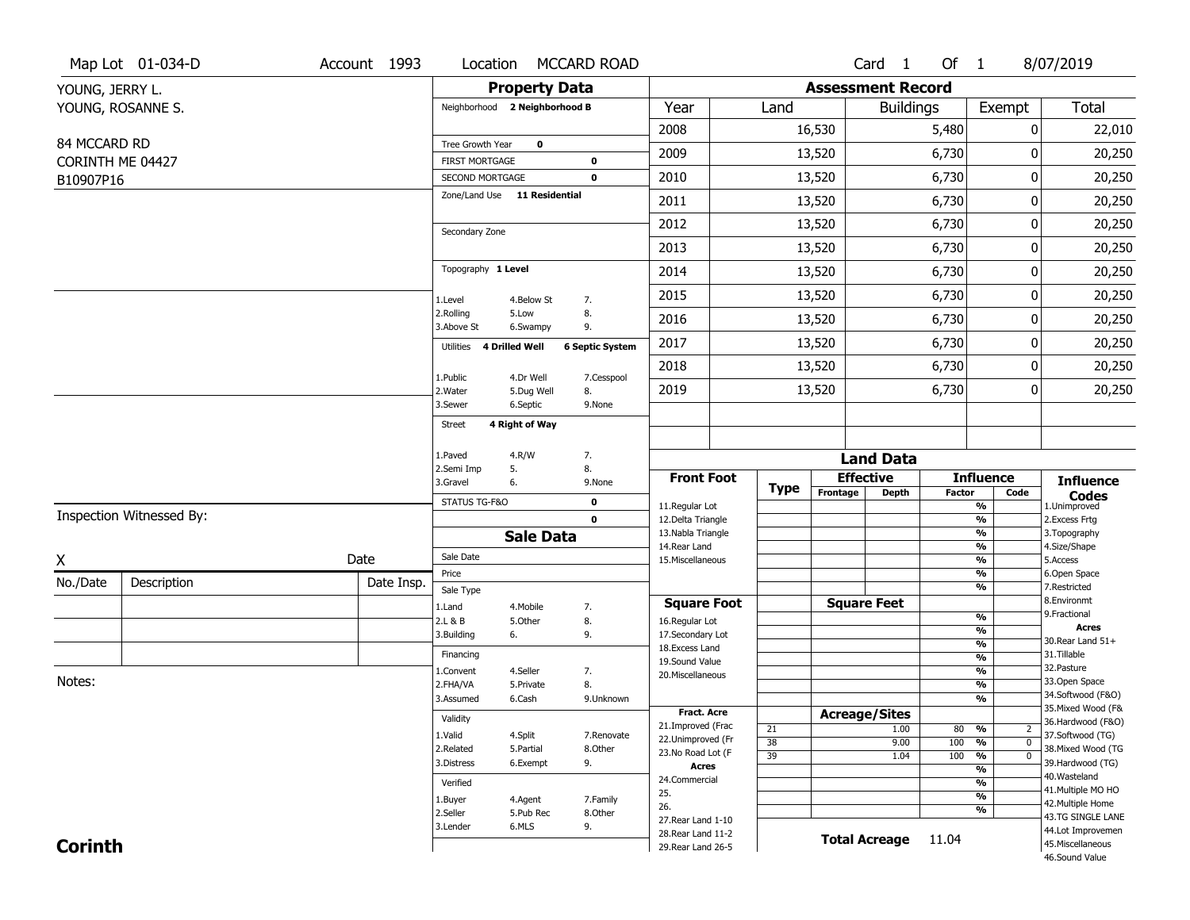Map Lot 01-034-D | Account 1993 | Location MCCARD ROAD | Card 1 Of 1 | 8/07/2019

YOUNG, JERRY L.
YOUNG, ROSANNE S.

84 MCCARD RD
CORINTH ME 04427
B10907P16

## Property Data

Neighborhood **2 Neighborhood B**

| | |
|---|---|
| Tree Growth Year | 0 |
| FIRST MORTGAGE | 0 |
| SECOND MORTGAGE | 0 |

Zone/Land Use **11 Residential**

Secondary Zone

Topography **1 Level**

| | | |
|---|---|---|
| 1.Level | 4.Below St | 7. |
| 2.Rolling | 5.Low | 8. |
| 3.Above St | 6.Swampy | 9. |

Utilities **4 Drilled Well** **6 Septic System**

| | | |
|---|---|---|
| 1.Public | 4.Dr Well | 7.Cesspool |
| 2.Water | 5.Dug Well | 8. |
| 3.Sewer | 6.Septic | 9.None |

Street **4 Right of Way**

| | | |
|---|---|---|
| 1.Paved | 4.R/W | 7. |
| 2.Semi Imp | 5. | 8. |
| 3.Gravel | 6. | 9.None |

| | |
|---|---|
| STATUS TG-F&O | 0 |
| | 0 |

## Sale Data

Sale Date

Price

Sale Type

| | | |
|---|---|---|
| 1.Land | 4.Mobile | 7. |
| 2.L & B | 5.Other | 8. |
| 3.Building | 6. | 9. |

Financing

| | | |
|---|---|---|
| 1.Convent | 4.Seller | 7. |
| 2.FHA/VA | 5.Private | 8. |
| 3.Assumed | 6.Cash | 9.Unknown |

Validity

| | | |
|---|---|---|
| 1.Valid | 4.Split | 7.Renovate |
| 2.Related | 5.Partial | 8.Other |
| 3.Distress | 6.Exempt | 9. |

Verified

| | | |
|---|---|---|
| 1.Buyer | 4.Agent | 7.Family |
| 2.Seller | 5.Pub Rec | 8.Other |
| 3.Lender | 6.MLS | 9. |

## Assessment Record

| Year | Land | Buildings | Exempt | Total |
|---|---|---|---|---|
| 2008 | 16,530 | 5,480 | 0 | 22,010 |
| 2009 | 13,520 | 6,730 | 0 | 20,250 |
| 2010 | 13,520 | 6,730 | 0 | 20,250 |
| 2011 | 13,520 | 6,730 | 0 | 20,250 |
| 2012 | 13,520 | 6,730 | 0 | 20,250 |
| 2013 | 13,520 | 6,730 | 0 | 20,250 |
| 2014 | 13,520 | 6,730 | 0 | 20,250 |
| 2015 | 13,520 | 6,730 | 0 | 20,250 |
| 2016 | 13,520 | 6,730 | 0 | 20,250 |
| 2017 | 13,520 | 6,730 | 0 | 20,250 |
| 2018 | 13,520 | 6,730 | 0 | 20,250 |
| 2019 | 13,520 | 6,730 | 0 | 20,250 |

## Land Data

| Front Foot | Type | Effective Frontage | Effective Depth | Influence Factor | Influence Code |
|---|---|---|---|---|---|
| 11.Regular Lot | | | | % | |
| 12.Delta Triangle | | | | % | |
| 13.Nabla Triangle | | | | % | |
| 14.Rear Land | | | | % | |
| 15.Miscellaneous | | | | % | |
| | | | | % | |
| | | | | % | |

| Square Foot | Type | Square Feet | Influence Factor | Influence Code |
|---|---|---|---|---|
| 16.Regular Lot | | | % | |
| 17.Secondary Lot | | | % | |
| 18.Excess Land | | | % | |
| 19.Sound Value | | | % | |
| 20.Miscellaneous | | | % | |
| | | | % | |
| | | | % | |

| Fract. Acre | Type | Acreage/Sites | Influence Factor | Influence Code |
|---|---|---|---|---|
| 21.Improved (Frac | 21 | 1.00 | 80 % | 2 |
| 22.Unimproved (Fr | 38 | 9.00 | 100 % | 0 |
| 23.No Road Lot (F | 39 | 1.04 | 100 % | 0 |
| **Acres** | | | % | |
| 24.Commercial | | | % | |
| 25. | | | % | |
| 26. | | | % | |
| 27.Rear Land 1-10 | | | | |
| 28.Rear Land 11-2 | | | | |
| 29.Rear Land 26-5 | | | | |

**Total Acreage** 11.04

**Influence Codes**
1.Unimproved
2.Excess Frtg
3.Topography
4.Size/Shape
5.Access
6.Open Space
7.Restricted
8.Environmt
9.Fractional

**Acres**
30.Rear Land 51+
31.Tillable
32.Pasture
33.Open Space
34.Softwood (F&O)
35.Mixed Wood (F&
36.Hardwood (F&O)
37.Softwood (TG)
38.Mixed Wood (TG
39.Hardwood (TG)
40.Wasteland
41.Multiple MO HO
42.Multiple Home
43.TG SINGLE LANE
44.Lot Improvemen
45.Miscellaneous
46.Sound Value

Inspection Witnessed By:

X Date

| No./Date | Description | Date Insp. |
|---|---|---|
| | | |
| | | |
| | | |

Notes:

**Corinth**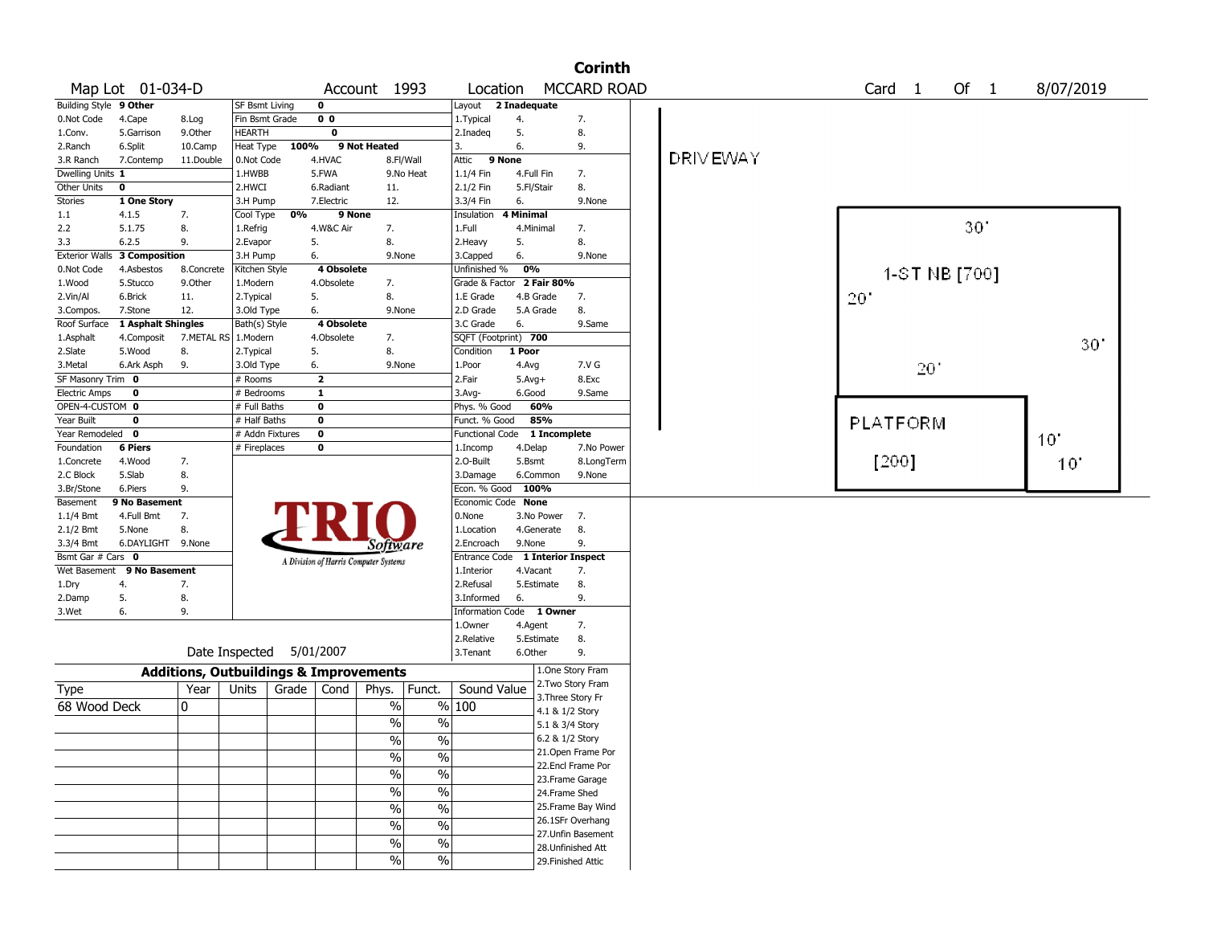# Corinth

Map Lot 01-034-D | Account 1993 | Location MCCARD ROAD | Card 1 Of 1 | 8/07/2019

| Building Style | 9 Other | | SF Bsmt Living | 0 | | | Layout | 2 Inadequate | |
|---|---|---|---|---|---|---|---|---|---|
| 0.Not Code | 4.Cape | 8.Log | Fin Bsmt Grade | 0 0 | | | 1.Typical | 4. | 7. |
| 1.Conv. | 5.Garrison | 9.Other | HEARTH | 0 | | | 2.Inadeq | 5. | 8. |
| 2.Ranch | 6.Split | 10.Camp | Heat Type | 100% | 9 Not Heated | | 3. | 6. | 9. |
| 3.R Ranch | 7.Contemp | 11.Double | 0.Not Code | 4.HVAC | 8.Fl/Wall | | Attic | 9 None | |
| Dwelling Units | 1 | | 1.HWBB | 5.FWA | 9.No Heat | | 1.1/4 Fin | 4.Full Fin | 7. |
| Other Units | 0 | | 2.HWCI | 6.Radiant | 11. | | 2.1/2 Fin | 5.Fl/Stair | 8. |
| Stories | 1 One Story | | 3.H Pump | 7.Electric | 12. | | 3.3/4 Fin | 6. | 9.None |
| 1.1 | 4.1.5 | 7. | Cool Type | 0% | 9 None | | Insulation | 4 Minimal | |
| 2.2 | 5.1.75 | 8. | 1.Refrig | 4.W&C Air | 7. | | 1.Full | 4.Minimal | 7. |
| 3.3 | 6.2.5 | 9. | 2.Evapor | 5. | 8. | | 2.Heavy | 5. | 8. |
| Exterior Walls | 3 Composition | | 3.H Pump | 6. | 9.None | | 3.Capped | 6. | 9.None |
| 0.Not Code | 4.Asbestos | 8.Concrete | Kitchen Style | 4 Obsolete | | | Unfinished % | 0% | |
| 1.Wood | 5.Stucco | 9.Other | 1.Modern | 4.Obsolete | 7. | | Grade & Factor | 2 Fair 80% | |
| 2.Vin/Al | 6.Brick | 11. | 2.Typical | 5. | 8. | | 1.E Grade | 4.B Grade | 7. |
| 3.Compos. | 7.Stone | 12. | 3.Old Type | 6. | 9.None | | 2.D Grade | 5.A Grade | 8. |
| Roof Surface | 1 Asphalt Shingles | | Bath(s) Style | 4 Obsolete | | | 3.C Grade | 6. | 9.Same |
| 1.Asphalt | 4.Composit | 7.METAL RS | 1.Modern | 4.Obsolete | 7. | | SQFT (Footprint) | 700 | |
| 2.Slate | 5.Wood | 8. | 2.Typical | 5. | 8. | | Condition | 1 Poor | |
| 3.Metal | 6.Ark Asph | 9. | 3.Old Type | 6. | 9.None | | 1.Poor | 4.Avg | 7.V G |
| SF Masonry Trim | 0 | | # Rooms | 2 | | | 2.Fair | 5.Avg+ | 8.Exc |
| Electric Amps | 0 | | # Bedrooms | 1 | | | 3.Avg- | 6.Good | 9.Same |
| OPEN-4-CUSTOM | 0 | | # Full Baths | 0 | | | Phys. % Good | 60% | |
| Year Built | 0 | | # Half Baths | 0 | | | Funct. % Good | 85% | |
| Year Remodeled | 0 | | # Addn Fixtures | 0 | | | Functional Code | 1 Incomplete | |
| Foundation | 6 Piers | | # Fireplaces | 0 | | | 1.Incomp | 4.Delap | 7.No Power |
| 1.Concrete | 4.Wood | 7. | | | | | 2.O-Built | 5.Bsmt | 8.LongTerm |
| 2.C Block | 5.Slab | 8. | | | | | 3.Damage | 6.Common | 9.None |
| 3.Br/Stone | 6.Piers | 9. | | | | | Econ. % Good | 100% | |
| Basement | 9 No Basement | | | | | | Economic Code | None | |
| 1.1/4 Bmt | 4.Full Bmt | 7. | | | | | 0.None | 3.No Power | 7. |
| 2.1/2 Bmt | 5.None | 8. | | | | | 1.Location | 4.Generate | 8. |
| 3.3/4 Bmt | 6.DAYLIGHT | 9.None | | | | | 2.Encroach | 9.None | 9. |
| Bsmt Gar # Cars | 0 | | | | | | Entrance Code | 1 Interior Inspect | |
| Wet Basement | 9 No Basement | | | | | | 1.Interior | 4.Vacant | 7. |
| 1.Dry | 4. | 7. | | | | | 2.Refusal | 5.Estimate | 8. |
| 2.Damp | 5. | 8. | | | | | 3.Informed | 6. | 9. |
| 3.Wet | 6. | 9. | | | | | Information Code | 1 Owner | |
| | | | | | | | 1.Owner | 4.Agent | 7. |
| | | | | | | | 2.Relative | 5.Estimate | 8. |
| | | | | | | | 3.Tenant | 6.Other | 9. |

TRIO Software — A Division of Harris Computer Systems

Date Inspected 5/01/2007

## Additions, Outbuildings & Improvements

| Type | Year | Units | Grade | Cond | Phys. | Funct. | Sound Value |
|---|---|---|---|---|---|---|---|
| 68 Wood Deck | 0 | | | | % | % | 100 |
| | | | | | % | % | |
| | | | | | % | % | |
| | | | | | % | % | |
| | | | | | % | % | |
| | | | | | % | % | |
| | | | | | % | % | |
| | | | | | % | % | |
| | | | | | % | % | |
| | | | | | % | % | |

1.One Story Fram
2.Two Story Fram
3.Three Story Fr
4.1 & 1/2 Story
5.1 & 3/4 Story
6.2 & 1/2 Story
21.Open Frame Por
22.Encl Frame Por
23.Frame Garage
24.Frame Shed
25.Frame Bay Wind
26.1SFr Overhang
27.Unfin Basement
28.Unfinished Att
29.Finished Attic

Sketch: DRIVEWAY; 1-ST NB [700] (30' x 20', 30', 20'); PLATFORM [200] (10', 10')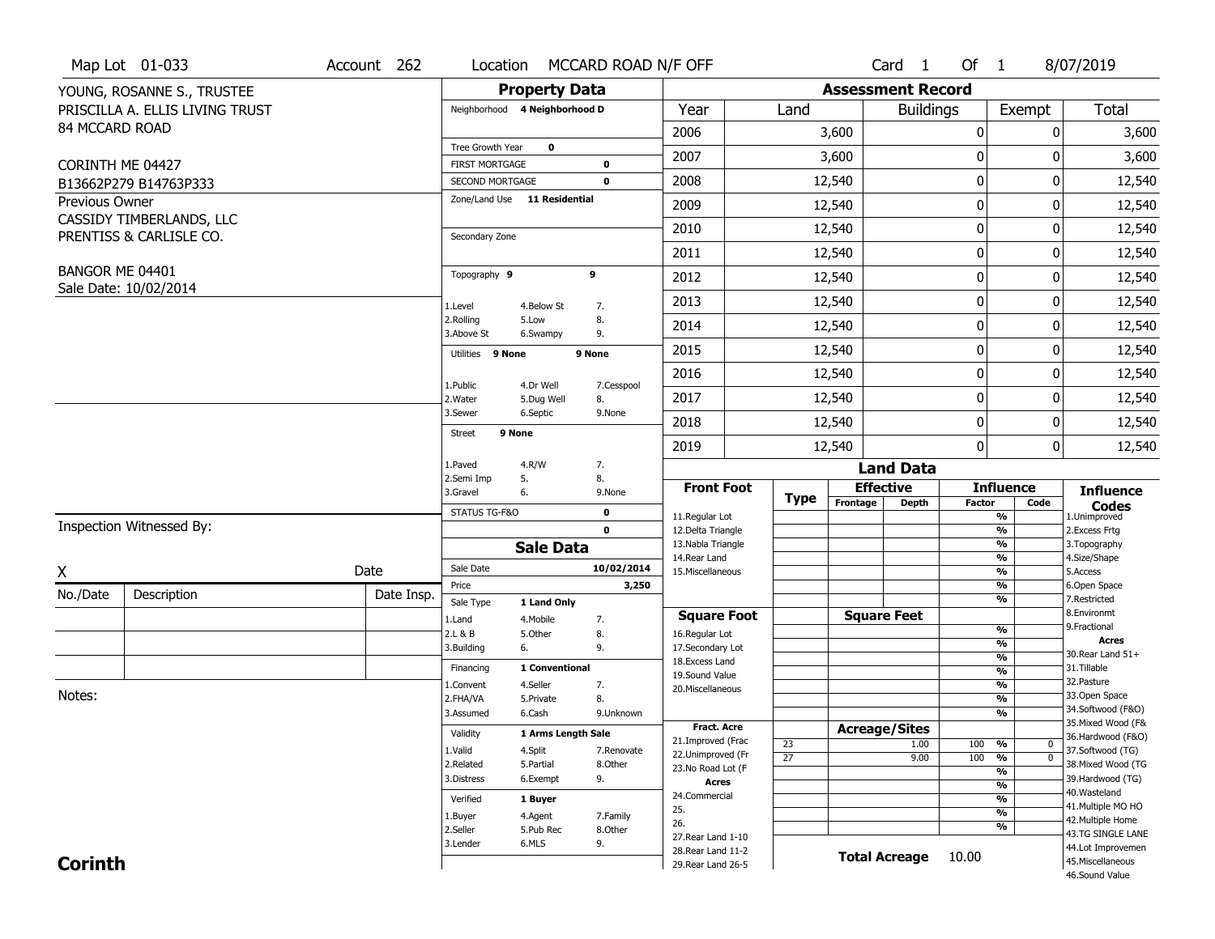Map Lot 01-033 | Account 262 | Location MCCARD ROAD N/F OFF | Card 1 Of 1 | 8/07/2019

YOUNG, ROSANNE S., TRUSTEE
PRISCILLA A. ELLIS LIVING TRUST
84 MCCARD ROAD

CORINTH ME 04427
B13662P279 B14763P333

Previous Owner
CASSIDY TIMBERLANDS, LLC
PRENTISS & CARLISLE CO.

BANGOR ME 04401
Sale Date: 10/02/2014

## Property Data

| Field | Value |
| --- | --- |
| Neighborhood | 4 Neighborhood D |
| Tree Growth Year | 0 |
| FIRST MORTGAGE | 0 |
| SECOND MORTGAGE | 0 |
| Zone/Land Use | 11 Residential |
| Secondary Zone | |
| Topography | 9 / 9 |
| Utilities | 9 None / 9 None |
| Street | 9 None |
| STATUS TG-F&O | 0 |
| | 0 |

Topography: 1.Level, 2.Rolling, 3.Above St, 4.Below St, 5.Low, 6.Swampy, 7., 8., 9.
Utilities: 1.Public, 2.Water, 3.Sewer, 4.Dr Well, 5.Dug Well, 6.Septic, 7.Cesspool, 8., 9.None
Street: 1.Paved, 2.Semi Imp, 3.Gravel, 4.R/W, 5., 6., 7., 8., 9.None

## Sale Data

| Field | Value |
| --- | --- |
| Sale Date | 10/02/2014 |
| Price | 3,250 |
| Sale Type | 1 Land Only |
| Financing | 1 Conventional |
| Validity | 1 Arms Length Sale |
| Verified | 1 Buyer |

Sale Type: 1.Land, 2.L & B, 3.Building, 4.Mobile, 5.Other, 6., 7., 8., 9.
Financing: 1.Convent, 2.FHA/VA, 3.Assumed, 4.Seller, 5.Private, 6.Cash, 7., 8., 9.Unknown
Validity: 1.Valid, 2.Related, 3.Distress, 4.Split, 5.Partial, 6.Exempt, 7.Renovate, 8.Other, 9.
Verified: 1.Buyer, 2.Seller, 3.Lender, 4.Agent, 5.Pub Rec, 6.MLS, 7.Family, 8.Other, 9.

## Assessment Record

| Year | Land | Buildings | Exempt | Total |
| --- | --- | --- | --- | --- |
| 2006 | 3,600 | 0 | 0 | 3,600 |
| 2007 | 3,600 | 0 | 0 | 3,600 |
| 2008 | 12,540 | 0 | 0 | 12,540 |
| 2009 | 12,540 | 0 | 0 | 12,540 |
| 2010 | 12,540 | 0 | 0 | 12,540 |
| 2011 | 12,540 | 0 | 0 | 12,540 |
| 2012 | 12,540 | 0 | 0 | 12,540 |
| 2013 | 12,540 | 0 | 0 | 12,540 |
| 2014 | 12,540 | 0 | 0 | 12,540 |
| 2015 | 12,540 | 0 | 0 | 12,540 |
| 2016 | 12,540 | 0 | 0 | 12,540 |
| 2017 | 12,540 | 0 | 0 | 12,540 |
| 2018 | 12,540 | 0 | 0 | 12,540 |
| 2019 | 12,540 | 0 | 0 | 12,540 |

## Land Data

| Type | Effective Frontage | Effective Depth | Influence Factor | Influence Code |
| --- | --- | --- | --- | --- |
| 23 | | 1.00 | 100 % | 0 |
| 27 | | 9.00 | 100 % | 0 |

Front Foot: 11.Regular Lot, 12.Delta Triangle, 13.Nabla Triangle, 14.Rear Land, 15.Miscellaneous
Square Foot: 16.Regular Lot, 17.Secondary Lot, 18.Excess Land, 19.Sound Value, 20.Miscellaneous
Fract. Acre: 21.Improved (Frac, 22.Unimproved (Fr, 23.No Road Lot (F
Acres: 24.Commercial, 25., 26., 27.Rear Land 1-10, 28.Rear Land 11-2, 29.Rear Land 26-5

Influence Codes: 1.Unimproved, 2.Excess Frtg, 3.Topography, 4.Size/Shape, 5.Access, 6.Open Space, 7.Restricted, 8.Environmt, 9.Fractional
Acres: 30.Rear Land 51+, 31.Tillable, 32.Pasture, 33.Open Space, 34.Softwood (F&O), 35.Mixed Wood (F&, 36.Hardwood (F&O), 37.Softwood (TG), 38.Mixed Wood (TG, 39.Hardwood (TG), 40.Wasteland, 41.Multiple MO HO, 42.Multiple Home, 43.TG SINGLE LANE, 44.Lot Improvemen, 45.Miscellaneous, 46.Sound Value

**Total Acreage** 10.00

Inspection Witnessed By:

X ______________________ Date

| No./Date | Description | Date Insp. |
| --- | --- | --- |
| | | |
| | | |
| | | |

Notes:

**Corinth**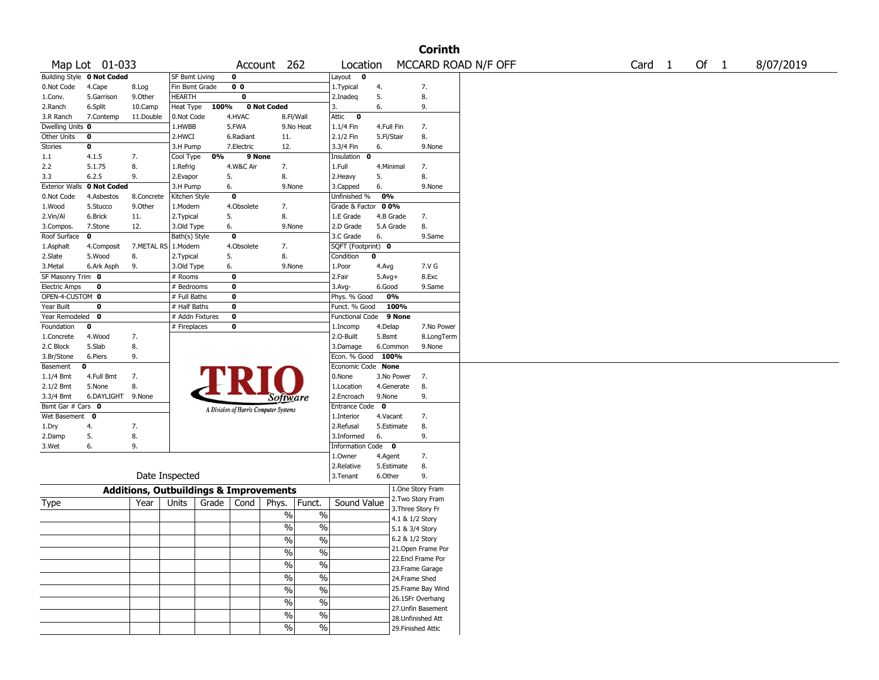# Corinth

Map Lot 01-033 | Account 262 | Location MCCARD ROAD N/F OFF | Card 1 Of 1 | 8/07/2019

| | | | | | | | | |
|---|---|---|---|---|---|---|---|---|
| Building Style **0 Not Coded** | | | SF Bsmt Living **0** | | | Layout **0** | | |
| 0.Not Code | 4.Cape | 8.Log | Fin Bsmt Grade **0 0** | | | 1.Typical | 4. | 7. |
| 1.Conv. | 5.Garrison | 9.Other | HEARTH **0** | | | 2.Inadeq | 5. | 8. |
| 2.Ranch | 6.Split | 10.Camp | Heat Type **100%** | **0 Not Coded** | | 3. | 6. | 9. |
| 3.R Ranch | 7.Contemp | 11.Double | 0.Not Code | 4.HVAC | 8.Fl/Wall | Attic **0** | | |
| Dwelling Units **0** | | | 1.HWBB | 5.FWA | 9.No Heat | 1.1/4 Fin | 4.Full Fin | 7. |
| Other Units **0** | | | 2.HWCI | 6.Radiant | 11. | 2.1/2 Fin | 5.Fl/Stair | 8. |
| Stories **0** | | | 3.H Pump | 7.Electric | 12. | 3.3/4 Fin | 6. | 9.None |
| 1.1 | 4.1.5 | 7. | Cool Type **0%** | **9 None** | | Insulation **0** | | |
| 2.2 | 5.1.75 | 8. | 1.Refrig | 4.W&C Air | 7. | 1.Full | 4.Minimal | 7. |
| 3.3 | 6.2.5 | 9. | 2.Evapor | 5. | 8. | 2.Heavy | 5. | 8. |
| Exterior Walls **0 Not Coded** | | | 3.H Pump | 6. | 9.None | 3.Capped | 6. | 9.None |
| 0.Not Code | 4.Asbestos | 8.Concrete | Kitchen Style **0** | | | Unfinished % **0%** | | |
| 1.Wood | 5.Stucco | 9.Other | 1.Modern | 4.Obsolete | 7. | Grade & Factor **0 0%** | | |
| 2.Vin/Al | 6.Brick | 11. | 2.Typical | 5. | 8. | 1.E Grade | 4.B Grade | 7. |
| 3.Compos. | 7.Stone | 12. | 3.Old Type | 6. | 9.None | 2.D Grade | 5.A Grade | 8. |
| Roof Surface **0** | | | Bath(s) Style **0** | | | 3.C Grade | 6. | 9.Same |
| 1.Asphalt | 4.Composit | 7.METAL RS | 1.Modern | 4.Obsolete | 7. | SQFT (Footprint) **0** | | |
| 2.Slate | 5.Wood | 8. | 2.Typical | 5. | 8. | Condition **0** | | |
| 3.Metal | 6.Ark Asph | 9. | 3.Old Type | 6. | 9.None | 1.Poor | 4.Avg | 7.V G |
| SF Masonry Trim **0** | | | # Rooms **0** | | | 2.Fair | 5.Avg+ | 8.Exc |
| Electric Amps **0** | | | # Bedrooms **0** | | | 3.Avg- | 6.Good | 9.Same |
| OPEN-4-CUSTOM **0** | | | # Full Baths **0** | | | Phys. % Good **0%** | | |
| Year Built **0** | | | # Half Baths **0** | | | Funct. % Good **100%** | | |
| Year Remodeled **0** | | | # Addn Fixtures **0** | | | Functional Code **9 None** | | |
| Foundation **0** | | | # Fireplaces **0** | | | 1.Incomp | 4.Delap | 7.No Power |
| 1.Concrete | 4.Wood | 7. | | | | 2.O-Built | 5.Bsmt | 8.LongTerm |
| 2.C Block | 5.Slab | 8. | | | | 3.Damage | 6.Common | 9.None |
| 3.Br/Stone | 6.Piers | 9. | | | | Econ. % Good **100%** | | |
| Basement **0** | | | | | | Economic Code **None** | | |
| 1.1/4 Bmt | 4.Full Bmt | 7. | | | | 0.None | 3.No Power | 7. |
| 2.1/2 Bmt | 5.None | 8. | | | | 1.Location | 4.Generate | 8. |
| 3.3/4 Bmt | 6.DAYLIGHT | 9.None | | | | 2.Encroach | 9.None | 9. |
| Bsmt Gar # Cars **0** | | | | | | Entrance Code **0** | | |
| Wet Basement **0** | | | | | | 1.Interior | 4.Vacant | 7. |
| 1.Dry | 4. | 7. | | | | 2.Refusal | 5.Estimate | 8. |
| 2.Damp | 5. | 8. | | | | 3.Informed | 6. | 9. |
| 3.Wet | 6. | 9. | | | | Information Code **0** | | |
| | | | | | | 1.Owner | 4.Agent | 7. |
| | | | | | | 2.Relative | 5.Estimate | 8. |
| Date Inspected | | | | | | 3.Tenant | 6.Other | 9. |

TRIO Software — A Division of Harris Computer Systems

## Additions, Outbuildings & Improvements

| Type | Year | Units | Grade | Cond | Phys. | Funct. | Sound Value |
|---|---|---|---|---|---|---|---|
| | | | | | % | % | |
| | | | | | % | % | |
| | | | | | % | % | |
| | | | | | % | % | |
| | | | | | % | % | |
| | | | | | % | % | |
| | | | | | % | % | |
| | | | | | % | % | |
| | | | | | % | % | |
| | | | | | % | % | |

1.One Story Fram
2.Two Story Fram
3.Three Story Fr
4.1 & 1/2 Story
5.1 & 3/4 Story
6.2 & 1/2 Story
21.Open Frame Por
22.Encl Frame Por
23.Frame Garage
24.Frame Shed
25.Frame Bay Wind
26.1SFr Overhang
27.Unfin Basement
28.Unfinished Att
29.Finished Attic